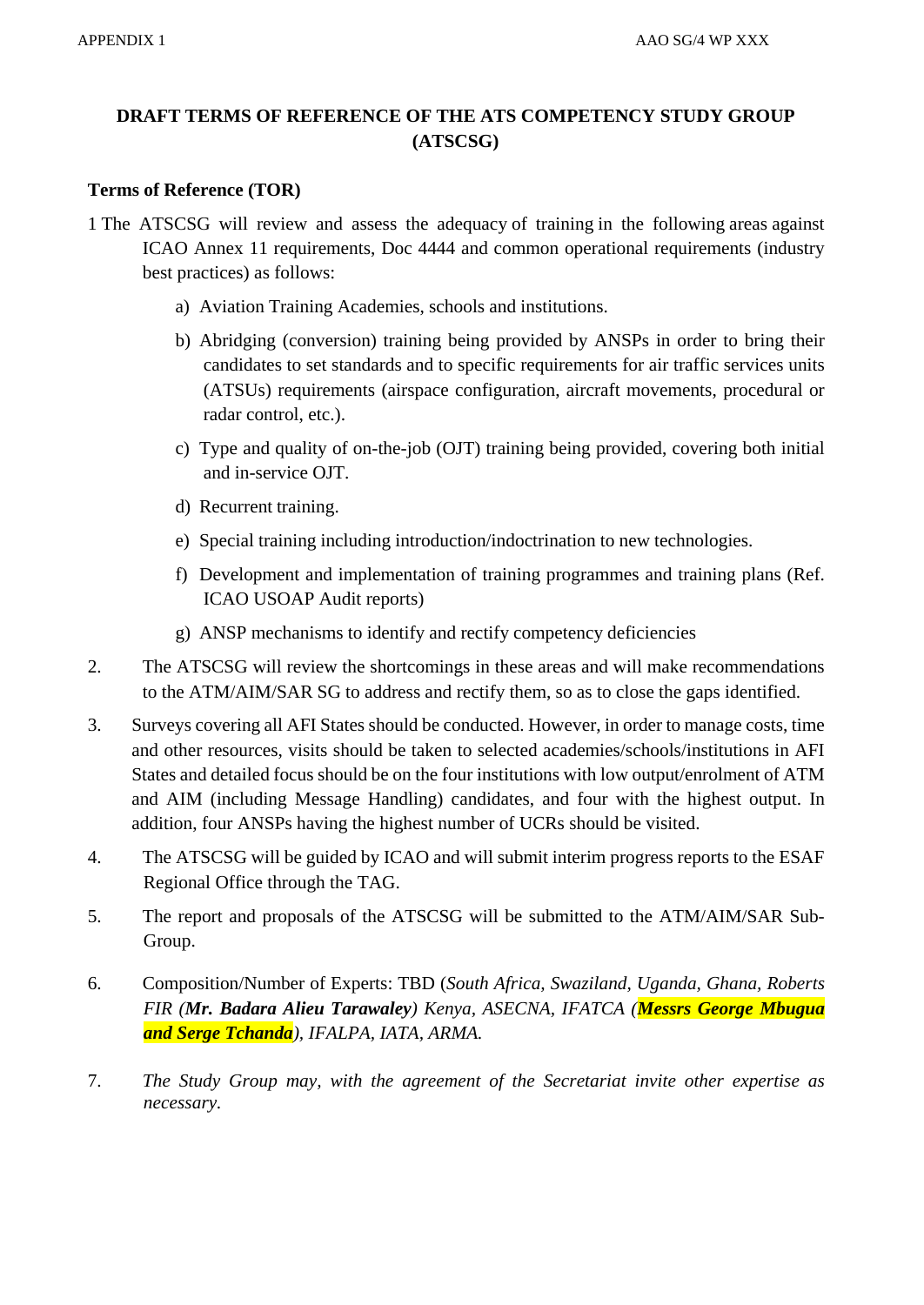**DRAFT TERMS OF REFERENCE OF THE ATS COMPETENCY STUDY GROUP (ATSCSG)**

**Terms of Reference (TOR)**

1 The ATSCSG will review and assess the adequacy of training in the following areas against ICAO Annex 11 requirements, Doc 4444 and common operational requirements (industry best practices) as follows:

a) Aviation Training Academies, schools and institutions.

b) Abridging (conversion) training being provided by ANSPs in order to bring their candidates to set standards and to specific requirements for air traffic services units (ATSUs) requirements (airspace configuration, aircraft movements, procedural or radar control, etc.).

c) Type and quality of on-the-job (OJT) training being provided, covering both initial and in-service OJT.

d) Recurrent training.

e) Special training including introduction/indoctrination to new technologies.

f) Development and implementation of training programmes and training plans (Ref. ICAO USOAP Audit reports)

g) ANSP mechanisms to identify and rectify competency deficiencies

2. The ATSCSG will review the shortcomings in these areas and will make recommendations to the ATM/AIM/SAR SG to address and rectify them, so as to close the gaps identified.

3. Surveys covering all AFI States should be conducted. However, in order to manage costs, time and other resources, visits should be taken to selected academies/schools/institutions in AFI States and detailed focus should be on the four institutions with low output/enrolment of ATM and AIM (including Message Handling) candidates, and four with the highest output. In addition, four ANSPs having the highest number of UCRs should be visited.

4. The ATSCSG will be guided by ICAO and will submit interim progress reports to the ESAF Regional Office through the TAG.

5. The report and proposals of the ATSCSG will be submitted to the ATM/AIM/SAR Sub-Group.

6. Composition/Number of Experts: TBD (*South Africa, Swaziland, Uganda, Ghana, Roberts FIR (**Mr. Badara Alieu Tarawaley**) Kenya, ASECNA, IFATCA (**Messrs George Mbugua and Serge Tchanda**), IFALPA, IATA, ARMA.*

7. *The Study Group may, with the agreement of the Secretariat invite other expertise as necessary.*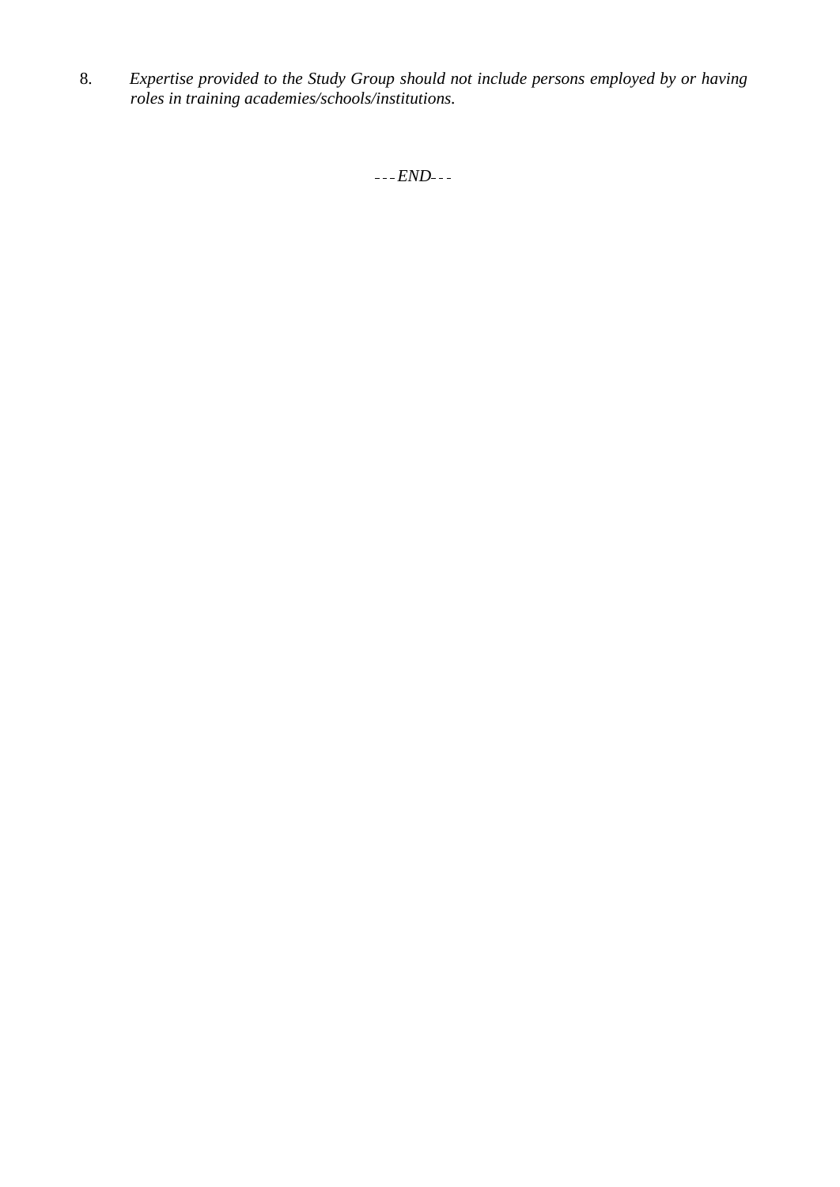8. *Expertise provided to the Study Group should not include persons employed by or having roles in training academies/schools/institutions.*

*---END---*